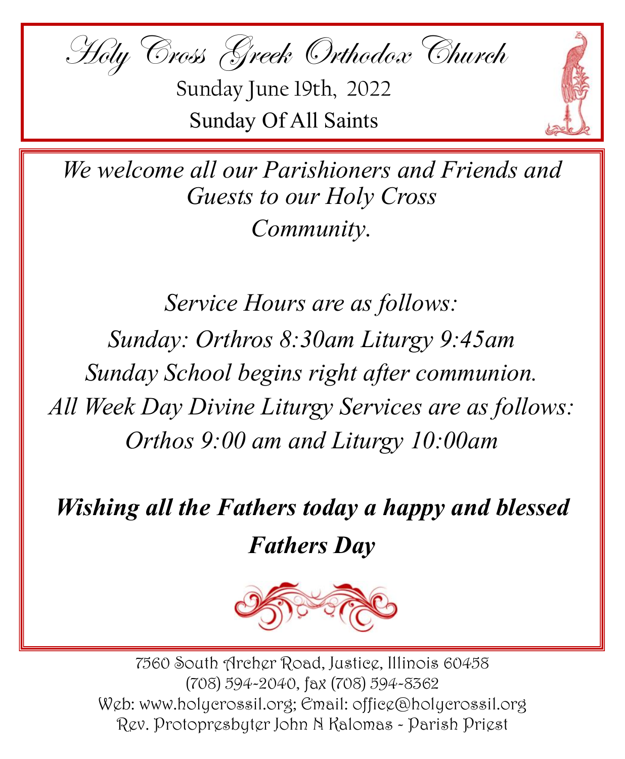# Holy Cross Greek Orthodox Church

Sunday June 19th, 2022

Sunday Of All Saints

*We welcome all our Parishioners and Friends and Guests to our Holy Cross Community.*

*Service Hours are as follows:*

*Sunday: Orthros 8:30am Liturgy 9:45am*

*Sunday School begins right after communion.*

*All Week Day Divine Liturgy Services are as follows:*

*Orthos 9:00 am and Liturgy 10:00am*

***Wishing all the Fathers today a happy and blessed Fathers Day***

7560 South Archer Road, Justice, Illinois 60458
(708) 594-2040, fax (708) 594-8362
Web: www.holycrossil.org; Email: office@holycrossil.org
Rev. Protopresbyter John N Kalomas - Parish Priest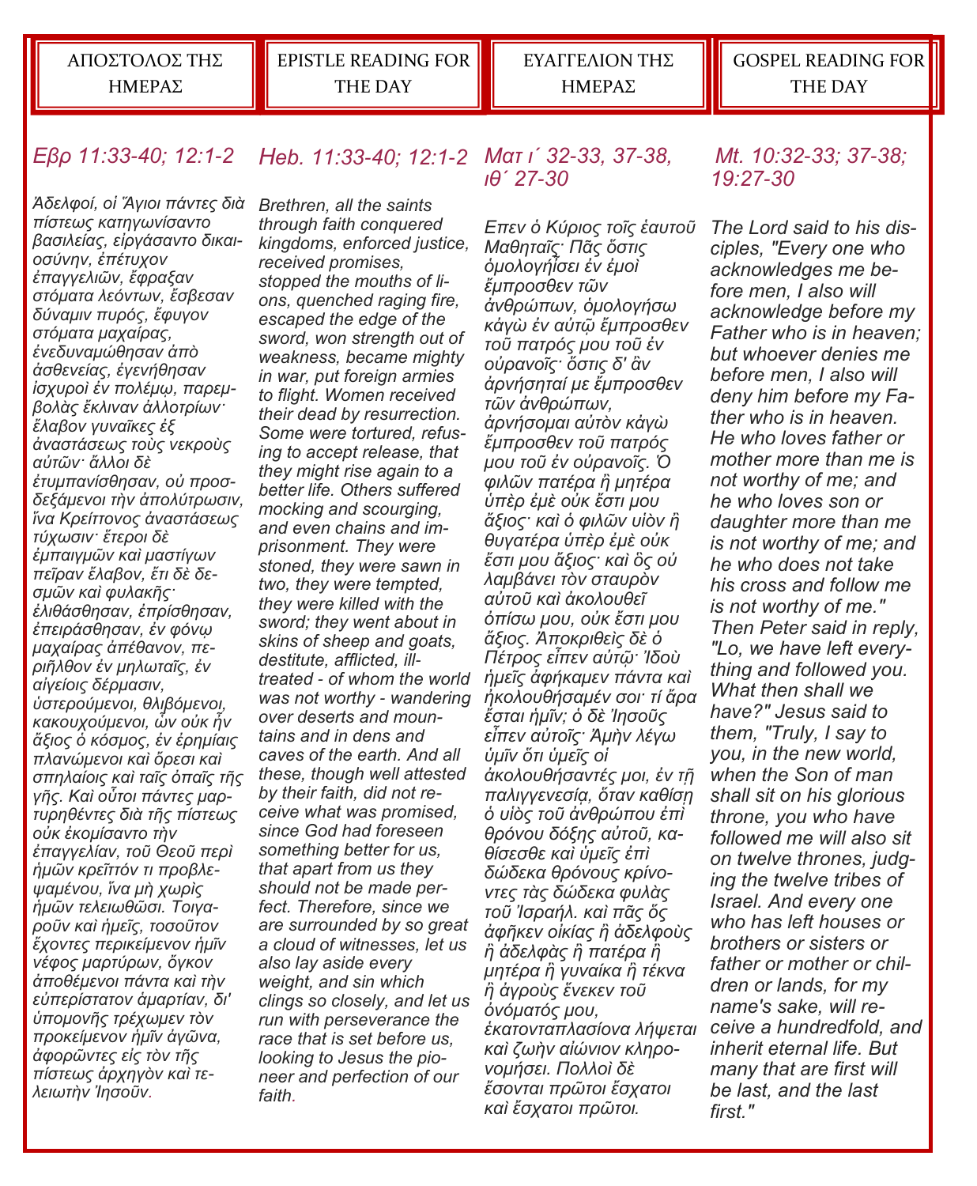## ΑΠΟΣΤΟΛΟΣ ΤΗΣ ΗΜΕΡΑΣ

*Εβρ 11:33-40; 12:1-2*

*Ἀδελφοί, οἱ Ἅγιοι πάντες διὰ πίστεως κατηγωνίσαντο βασιλείας, εἰργάσαντο δικαιοσύνην, ἐπέτυχον ἐπαγγελιῶν, ἔφραξαν στόματα λεόντων, ἔσβεσαν δύναμιν πυρός, ἔφυγον στόματα μαχαίρας, ἐνεδυναμώθησαν ἀπὸ ἀσθενείας, ἐγενήθησαν ἰσχυροὶ ἐν πολέμῳ, παρεμβολὰς ἔκλιναν ἀλλοτρίων· ἔλαβον γυναῖκες ἐξ ἀναστάσεως τοὺς νεκροὺς αὐτῶν· ἄλλοι δὲ ἐτυμπανίσθησαν, οὐ προσδεξάμενοι τὴν ἀπολύτρωσιν, ἵνα Κρείττονος ἀναστάσεως τύχωσιν· ἕτεροι δὲ ἐμπαιγμῶν καὶ μαστίγων πεῖραν ἔλαβον, ἔτι δὲ δεσμῶν καὶ φυλακῆς· ἐλιθάσθησαν, ἐπρίσθησαν, ἐπειράσθησαν, ἐν φόνῳ μαχαίρας ἀπέθανον, περιῆλθον ἐν μηλωταῖς, ἐν αἰγείοις δέρμασιν, ὑστερούμενοι, θλιβόμενοι, κακουχούμενοι, ὧν οὐκ ἦν ἄξιος ὁ κόσμος, ἐν ἐρημίαις πλανώμενοι καὶ ὄρεσι καὶ σπηλαίοις καὶ ταῖς ὀπαῖς τῆς γῆς. Καὶ οὗτοι πάντες μαρτυρηθέντες διὰ τῆς πίστεως οὐκ ἐκομίσαντο τὴν ἐπαγγελίαν, τοῦ Θεοῦ περὶ ἡμῶν κρεῖττόν τι προβλεψαμένου, ἵνα μὴ χωρὶς ἡμῶν τελειωθῶσι. Τοιγαροῦν καὶ ἡμεῖς, τοσοῦτον ἔχοντες περικείμενον ἡμῖν νέφος μαρτύρων, ὄγκον ἀποθέμενοι πάντα καὶ τὴν εὐπερίστατον ἁμαρτίαν, δι' ὑπομονῆς τρέχωμεν τὸν προκείμενον ἡμῖν ἀγῶνα, ἀφορῶντες εἰς τὸν τῆς πίστεως ἀρχηγὸν καὶ τελειωτὴν Ἰησοῦν.*

## EPISTLE READING FOR THE DAY

*Heb. 11:33-40; 12:1-2*

*Brethren, all the saints through faith conquered kingdoms, enforced justice, received promises, stopped the mouths of lions, quenched raging fire, escaped the edge of the sword, won strength out of weakness, became mighty in war, put foreign armies to flight. Women received their dead by resurrection. Some were tortured, refusing to accept release, that they might rise again to a better life. Others suffered mocking and scourging, and even chains and imprisonment. They were stoned, they were sawn in two, they were tempted, they were killed with the sword; they went about in skins of sheep and goats, destitute, afflicted, ill-treated - of whom the world was not worthy - wandering over deserts and mountains and in dens and caves of the earth. And all these, though well attested by their faith, did not receive what was promised, since God had foreseen something better for us, that apart from us they should not be made perfect. Therefore, since we are surrounded by so great a cloud of witnesses, let us also lay aside every weight, and sin which clings so closely, and let us run with perseverance the race that is set before us, looking to Jesus the pioneer and perfection of our faith.*

## ΕΥΑΓΓΕΛΙΟΝ ΤΗΣ ΗΜΕΡΑΣ

*Ματ ι´ 32-33, 37-38, ιθ´ 27-30*

*Επεν ὁ Κύριος τοῖς ἑαυτοῦ Μαθηταῖς· Πᾶς ὅστις ὁμολογήσει ἐν ἐμοὶ ἔμπροσθεν τῶν ἀνθρώπων, ὁμολογήσω κἀγὼ ἐν αὐτῷ ἔμπροσθεν τοῦ πατρός μου τοῦ ἐν οὐρανοῖς· ὅστις δ' ἂν ἀρνήσηταί με ἔμπροσθεν τῶν ἀνθρώπων, ἀρνήσομαι αὐτὸν κἀγὼ ἔμπροσθεν τοῦ πατρός μου τοῦ ἐν οὐρανοῖς. Ὁ φιλῶν πατέρα ἢ μητέρα ὑπὲρ ἐμὲ οὐκ ἔστι μου ἄξιος· καὶ ὁ φιλῶν υἱὸν ἢ θυγατέρα ὑπὲρ ἐμὲ οὐκ ἔστι μου ἄξιος· καὶ ὃς οὐ λαμβάνει τὸν σταυρὸν αὐτοῦ καὶ ἀκολουθεῖ ὀπίσω μου, οὐκ ἔστι μου ἄξιος. Ἀποκριθεὶς δὲ ὁ Πέτρος εἶπεν αὐτῷ· Ἰδοὺ ἡμεῖς ἀφήκαμεν πάντα καὶ ἠκολουθήσαμέν σοι· τί ἄρα ἔσται ἡμῖν; ὁ δὲ Ἰησοῦς εἶπεν αὐτοῖς· Ἀμὴν λέγω ὑμῖν ὅτι ὑμεῖς οἱ ἀκολουθήσαντές μοι, ἐν τῇ παλιγγενεσίᾳ, ὅταν καθίσῃ ὁ υἱὸς τοῦ ἀνθρώπου ἐπὶ θρόνου δόξης αὐτοῦ, καθίσεσθε καὶ ὑμεῖς ἐπὶ δώδεκα θρόνους κρίνοντες τὰς δώδεκα φυλὰς τοῦ Ἰσραήλ. καὶ πᾶς ὅς ἀφῆκεν οἰκίας ἢ ἀδελφοὺς ἢ ἀδελφὰς ἢ πατέρα ἢ μητέρα ἢ γυναίκα ἢ τέκνα ἢ ἀγροὺς ἕνεκεν τοῦ ὀνόματός μου, ἑκατονταπλασίονα λήψεται καὶ ζωὴν αἰώνιον κληρονομήσει. Πολλοὶ δὲ ἔσονται πρῶτοι ἔσχατοι καὶ ἔσχατοι πρῶτοι.*

## GOSPEL READING FOR THE DAY

*Mt. 10:32-33; 37-38; 19:27-30*

*The Lord said to his disciples, "Every one who acknowledges me before men, I also will acknowledge before my Father who is in heaven; but whoever denies me before men, I also will deny him before my Father who is in heaven. He who loves father or mother more than me is not worthy of me; and he who loves son or daughter more than me is not worthy of me; and he who does not take his cross and follow me is not worthy of me." Then Peter said in reply, "Lo, we have left everything and followed you. What then shall we have?" Jesus said to them, "Truly, I say to you, in the new world, when the Son of man shall sit on his glorious throne, you who have followed me will also sit on twelve thrones, judging the twelve tribes of Israel. And every one who has left houses or brothers or sisters or father or mother or children or lands, for my name's sake, will receive a hundredfold, and inherit eternal life. But many that are first will be last, and the last first."*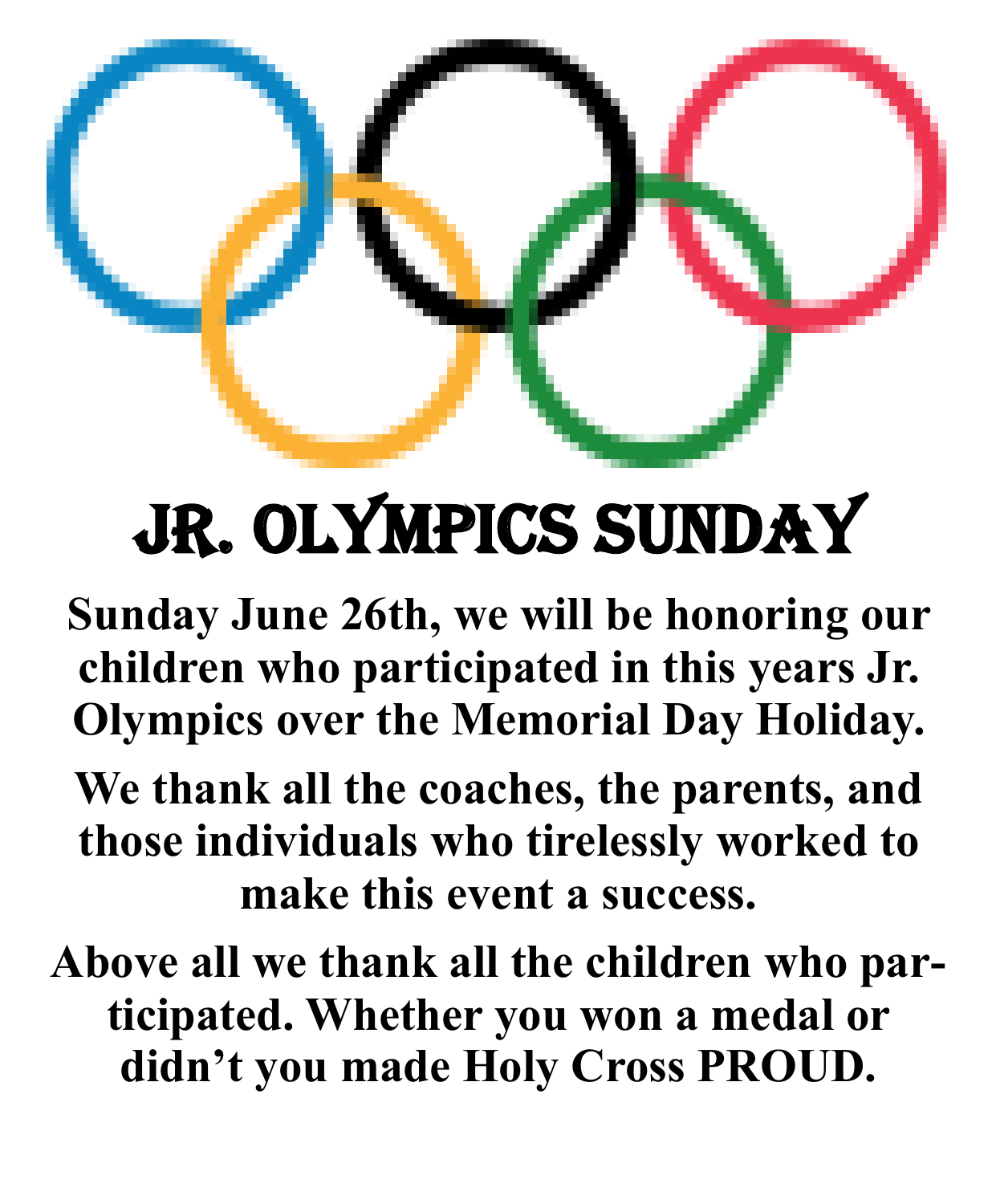# JR. OLYMPICS SUNDAY

**Sunday June 26th, we will be honoring our children who participated in this years Jr. Olympics over the Memorial Day Holiday.**

**We thank all the coaches, the parents, and those individuals who tirelessly worked to make this event a success.**

**Above all we thank all the children who participated. Whether you won a medal or didn't you made Holy Cross PROUD.**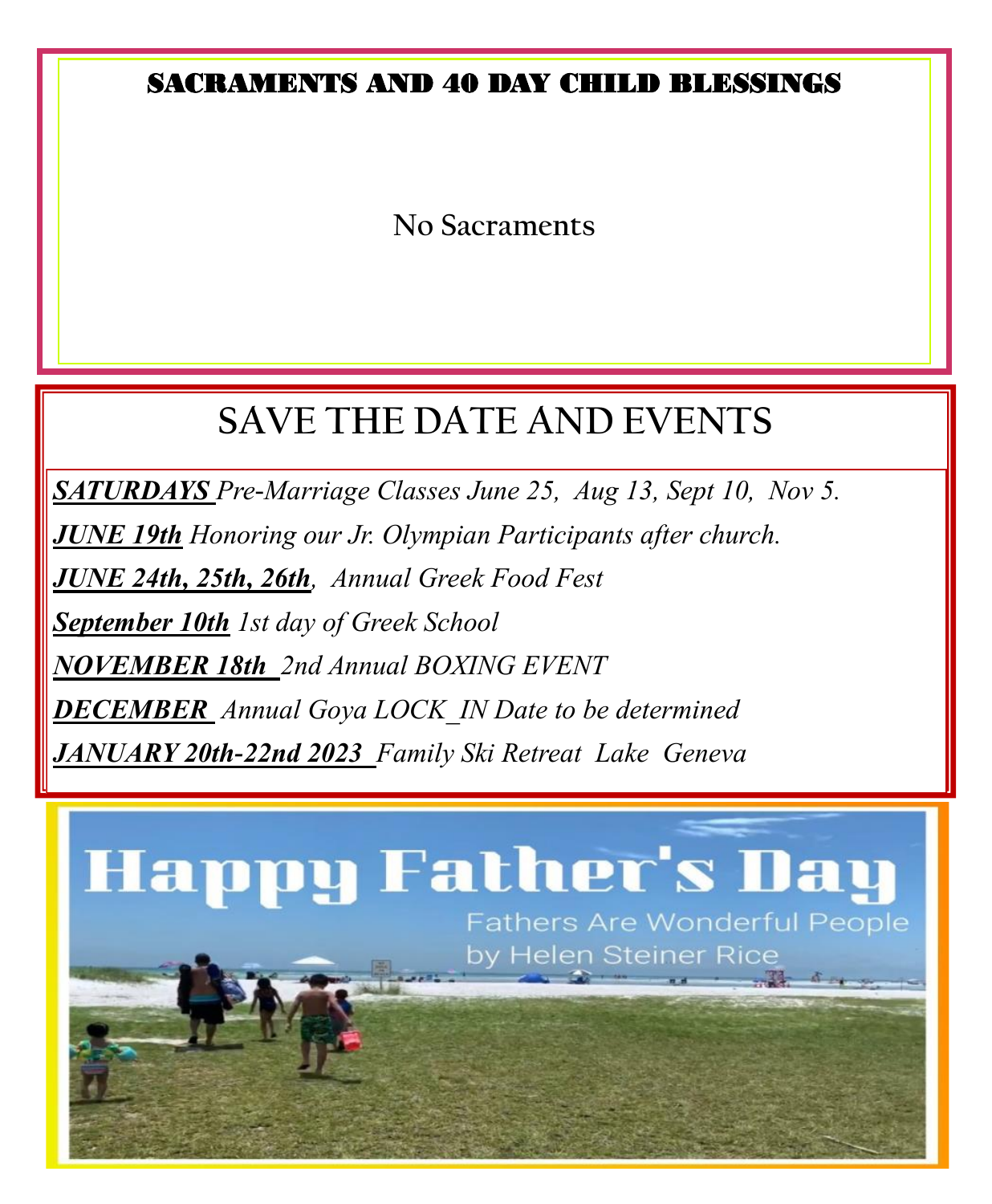## SACRAMENTS AND 40 DAY CHILD BLESSINGS

No Sacraments

## SAVE THE DATE AND EVENTS

***SATURDAYS*** *Pre-Marriage Classes June 25, Aug 13, Sept 10, Nov 5.*

***JUNE 19th*** *Honoring our Jr. Olympian Participants after church.*

***JUNE 24th, 25th, 26th****, Annual Greek Food Fest*

***September 10th*** *1st day of Greek School*

***NOVEMBER 18th*** *2nd Annual BOXING EVENT*

***DECEMBER*** *Annual Goya LOCK_IN Date to be determined*

***JANUARY 20th-22nd 2023*** *Family Ski Retreat Lake Geneva*

Happy Father's Day

Fathers Are Wonderful People
by Helen Steiner Rice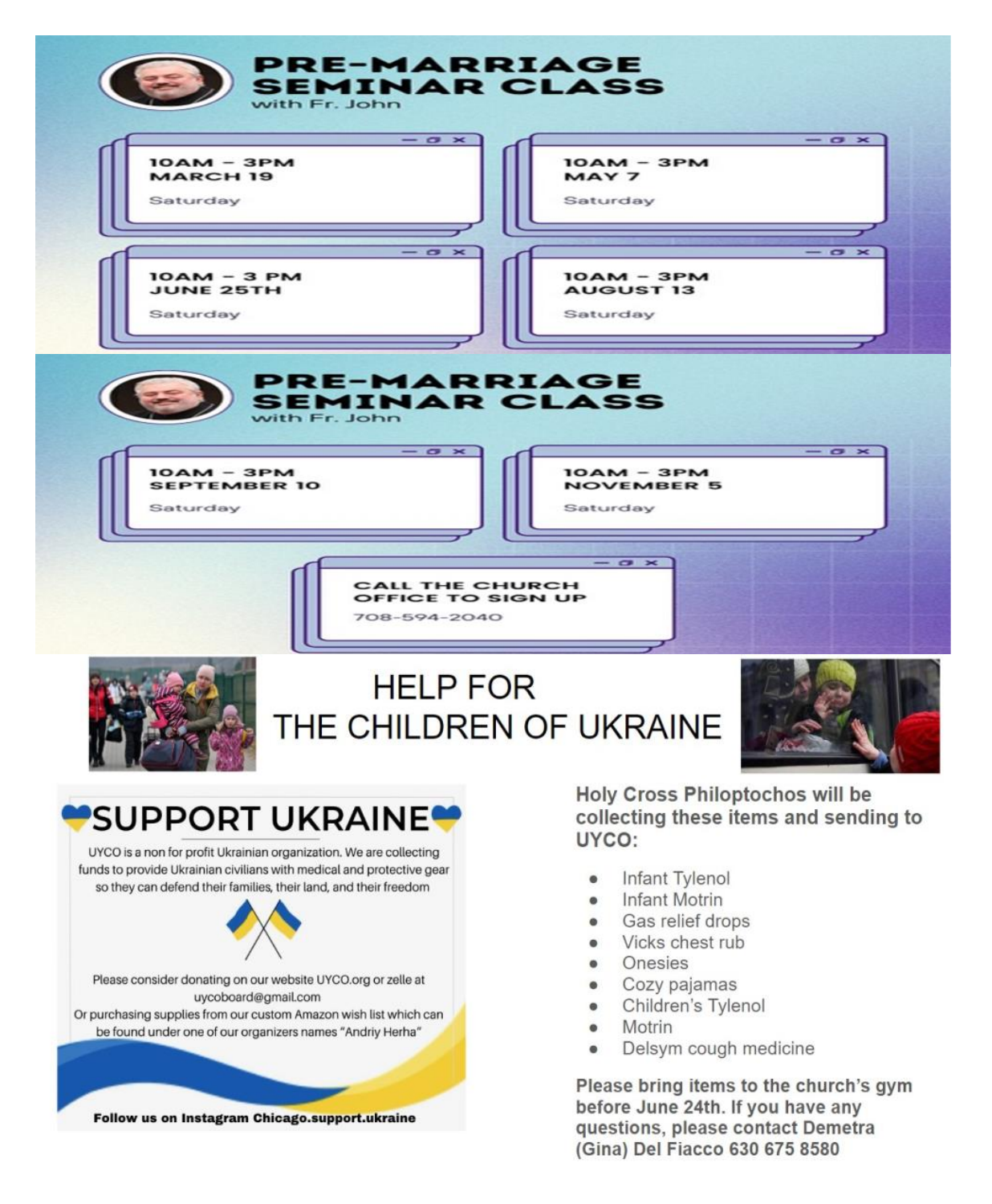# PRE-MARRIAGE SEMINAR CLASS

with Fr. John

**10AM – 3PM**
**MARCH 19**
Saturday

**10AM – 3PM**
**MAY 7**
Saturday

**10AM – 3 PM**
**JUNE 25TH**
Saturday

**10AM – 3PM**
**AUGUST 13**
Saturday

# PRE-MARRIAGE SEMINAR CLASS

with Fr. John

**10AM – 3PM**
**SEPTEMBER 10**
Saturday

**10AM – 3PM**
**NOVEMBER 5**
Saturday

**CALL THE CHURCH OFFICE TO SIGN UP**
708-594-2040

# HELP FOR THE CHILDREN OF UKRAINE

## SUPPORT UKRAINE

UYCO is a non for profit Ukrainian organization. We are collecting funds to provide Ukrainian civilians with medical and protective gear so they can defend their families, their land, and their freedom

Please consider donating on our website UYCO.org or zelle at uycoboard@gmail.com
Or purchasing supplies from our custom Amazon wish list which can be found under one of our organizers names "Andriy Herha"

**Follow us on Instagram Chicago.support.ukraine**

**Holy Cross Philoptochos will be collecting these items and sending to UYCO:**

- Infant Tylenol
- Infant Motrin
- Gas relief drops
- Vicks chest rub
- Onesies
- Cozy pajamas
- Children's Tylenol
- Motrin
- Delsym cough medicine

**Please bring items to the church's gym before June 24th. If you have any questions, please contact Demetra (Gina) Del Fiacco 630 675 8580**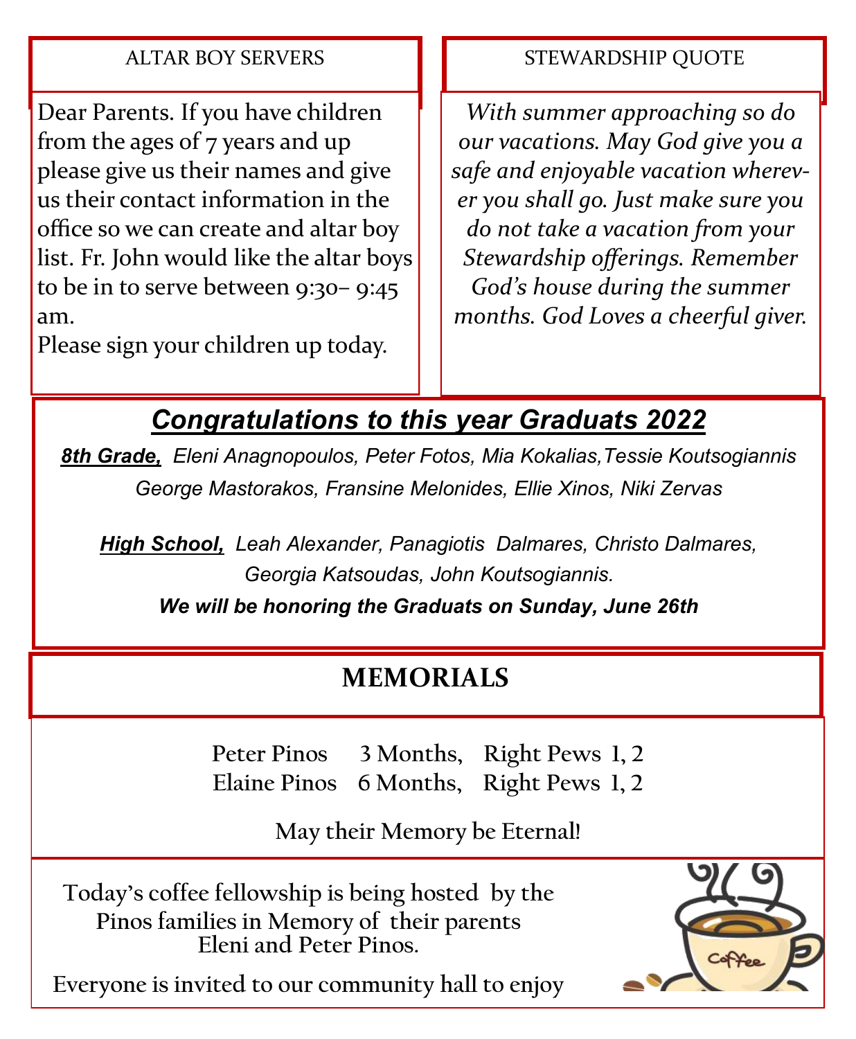## ALTAR BOY SERVERS

Dear Parents. If you have children from the ages of 7 years and up please give us their names and give us their contact information in the office so we can create and altar boy list. Fr. John would like the altar boys to be in to serve between 9:30– 9:45 am.

Please sign your children up today.

## STEWARDSHIP QUOTE

*With summer approaching so do our vacations. May God give you a safe and enjoyable vacation wherever you shall go. Just make sure you do not take a vacation from your Stewardship offerings. Remember God's house during the summer months. God Loves a cheerful giver.*

## *Congratulations to this year Graduats 2022*

***8th Grade,*** *Eleni Anagnopoulos, Peter Fotos, Mia Kokalias,Tessie Koutsogiannis George Mastorakos, Fransine Melonides, Ellie Xinos, Niki Zervas*

***High School,*** *Leah Alexander, Panagiotis Dalmares, Christo Dalmares, Georgia Katsoudas, John Koutsogiannis.*

***We will be honoring the Graduats on Sunday, June 26th***

## MEMORIALS

Peter Pinos 3 Months, Right Pews 1, 2
Elaine Pinos 6 Months, Right Pews 1, 2

May their Memory be Eternal!

**Today's coffee fellowship is being hosted by the Pinos families in Memory of their parents Eleni and Peter Pinos.**

**Everyone is invited to our community hall to enjoy**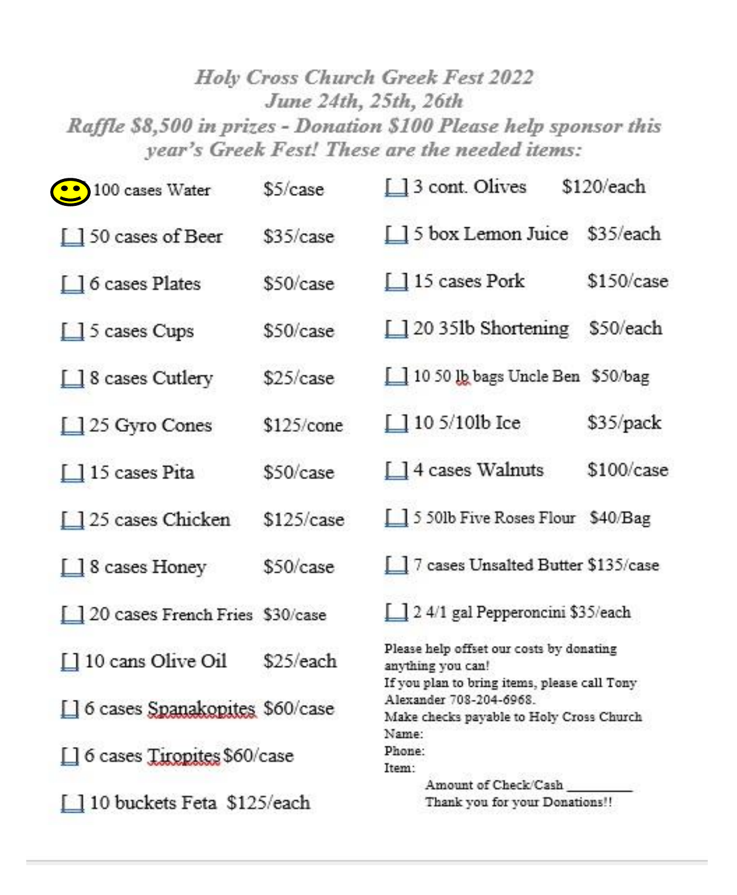# *Holy Cross Church Greek Fest 2022*

## *June 24th, 25th, 26th*

### *Raffle $8,500 in prizes - Donation $100 Please help sponsor this year's Greek Fest! These are the needed items:*

- 100 cases Water $5/case
- [ ] 50 cases of Beer $35/case
- [ ] 6 cases Plates $50/case
- [ ] 5 cases Cups $50/case
- [ ] 8 cases Cutlery $25/case
- [ ] 25 Gyro Cones $125/cone
- [ ] 15 cases Pita $50/case
- [ ] 25 cases Chicken $125/case
- [ ] 8 cases Honey $50/case
- [ ] 20 cases French Fries $30/case
- [ ] 10 cans Olive Oil $25/each
- [ ] 6 cases Spanakopites $60/case
- [ ] 6 cases Tiropites $60/case
- [ ] 10 buckets Feta $125/each
- [ ] 3 cont. Olives $120/each
- [ ] 5 box Lemon Juice $35/each
- [ ] 15 cases Pork $150/case
- [ ] 20 35lb Shortening $50/each
- [ ] 10 50 lb bags Uncle Ben $50/bag
- [ ] 10 5/10lb Ice $35/pack
- [ ] 4 cases Walnuts $100/case
- [ ] 5 50lb Five Roses Flour $40/Bag
- [ ] 7 cases Unsalted Butter $135/case
- [ ] 2 4/1 gal Pepperoncini $35/each

Please help offset our costs by donating anything you can!

If you plan to bring items, please call Tony Alexander 708-204-6968.

Make checks payable to Holy Cross Church

Name:

Phone:

Item:

Amount of Check/Cash __________

Thank you for your Donations!!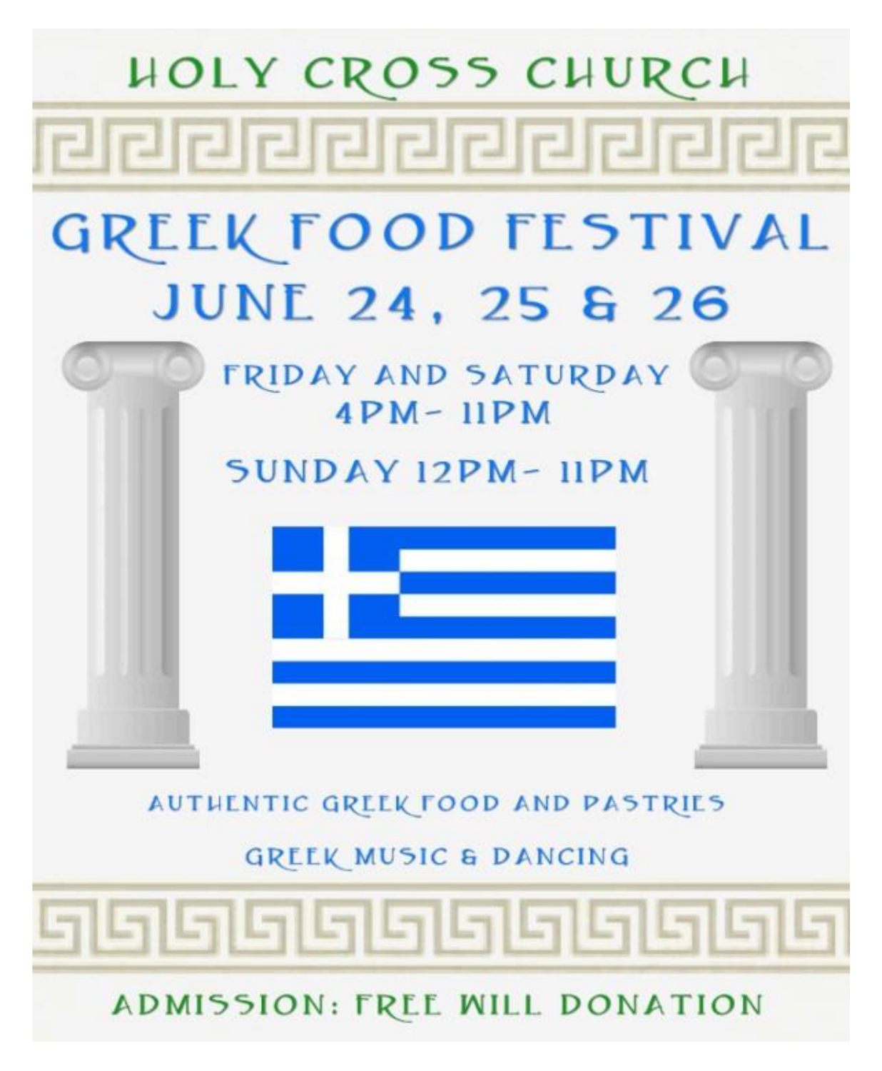# HOLY CROSS CHURCH

## GREEK FOOD FESTIVAL

## JUNE 24, 25 & 26

FRIDAY AND SATURDAY
4PM- 11PM

SUNDAY 12PM- 11PM

AUTHENTIC GREEK FOOD AND PASTRIES

GREEK MUSIC & DANCING

**ADMISSION: FREE WILL DONATION**